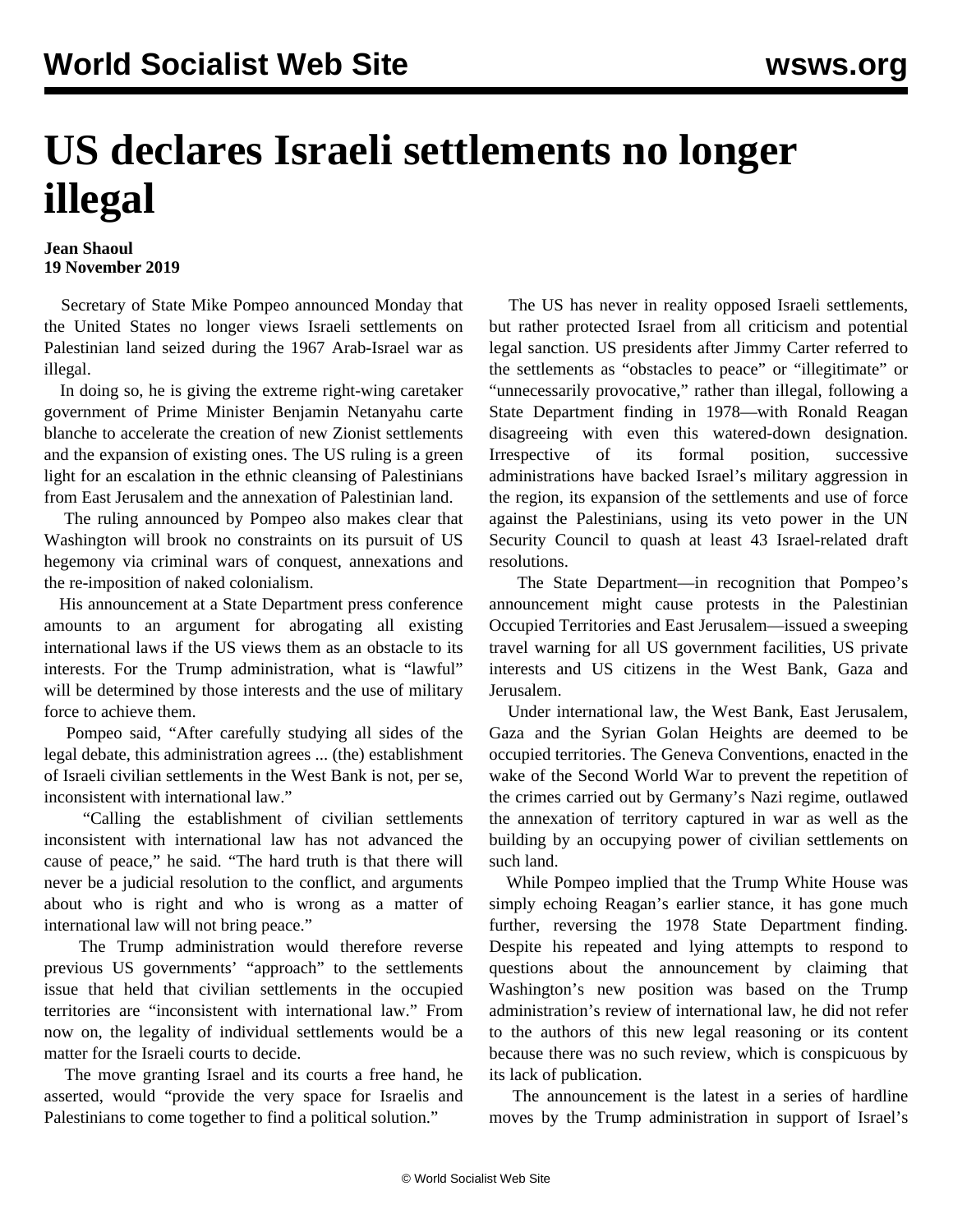# US declares Israeli settlements no longer illegal

**Jean Shaoul**
**19 November 2019**

Secretary of State Mike Pompeo announced Monday that the United States no longer views Israeli settlements on Palestinian land seized during the 1967 Arab-Israel war as illegal.

In doing so, he is giving the extreme right-wing caretaker government of Prime Minister Benjamin Netanyahu carte blanche to accelerate the creation of new Zionist settlements and the expansion of existing ones. The US ruling is a green light for an escalation in the ethnic cleansing of Palestinians from East Jerusalem and the annexation of Palestinian land.

The ruling announced by Pompeo also makes clear that Washington will brook no constraints on its pursuit of US hegemony via criminal wars of conquest, annexations and the re-imposition of naked colonialism.

His announcement at a State Department press conference amounts to an argument for abrogating all existing international laws if the US views them as an obstacle to its interests. For the Trump administration, what is "lawful" will be determined by those interests and the use of military force to achieve them.

Pompeo said, "After carefully studying all sides of the legal debate, this administration agrees ... (the) establishment of Israeli civilian settlements in the West Bank is not, per se, inconsistent with international law."

"Calling the establishment of civilian settlements inconsistent with international law has not advanced the cause of peace," he said. "The hard truth is that there will never be a judicial resolution to the conflict, and arguments about who is right and who is wrong as a matter of international law will not bring peace."

The Trump administration would therefore reverse previous US governments' "approach" to the settlements issue that held that civilian settlements in the occupied territories are "inconsistent with international law." From now on, the legality of individual settlements would be a matter for the Israeli courts to decide.

The move granting Israel and its courts a free hand, he asserted, would "provide the very space for Israelis and Palestinians to come together to find a political solution."

The US has never in reality opposed Israeli settlements, but rather protected Israel from all criticism and potential legal sanction. US presidents after Jimmy Carter referred to the settlements as "obstacles to peace" or "illegitimate" or "unnecessarily provocative," rather than illegal, following a State Department finding in 1978—with Ronald Reagan disagreeing with even this watered-down designation. Irrespective of its formal position, successive administrations have backed Israel's military aggression in the region, its expansion of the settlements and use of force against the Palestinians, using its veto power in the UN Security Council to quash at least 43 Israel-related draft resolutions.

The State Department—in recognition that Pompeo's announcement might cause protests in the Palestinian Occupied Territories and East Jerusalem—issued a sweeping travel warning for all US government facilities, US private interests and US citizens in the West Bank, Gaza and Jerusalem.

Under international law, the West Bank, East Jerusalem, Gaza and the Syrian Golan Heights are deemed to be occupied territories. The Geneva Conventions, enacted in the wake of the Second World War to prevent the repetition of the crimes carried out by Germany's Nazi regime, outlawed the annexation of territory captured in war as well as the building by an occupying power of civilian settlements on such land.

While Pompeo implied that the Trump White House was simply echoing Reagan's earlier stance, it has gone much further, reversing the 1978 State Department finding. Despite his repeated and lying attempts to respond to questions about the announcement by claiming that Washington's new position was based on the Trump administration's review of international law, he did not refer to the authors of this new legal reasoning or its content because there was no such review, which is conspicuous by its lack of publication.

The announcement is the latest in a series of hardline moves by the Trump administration in support of Israel's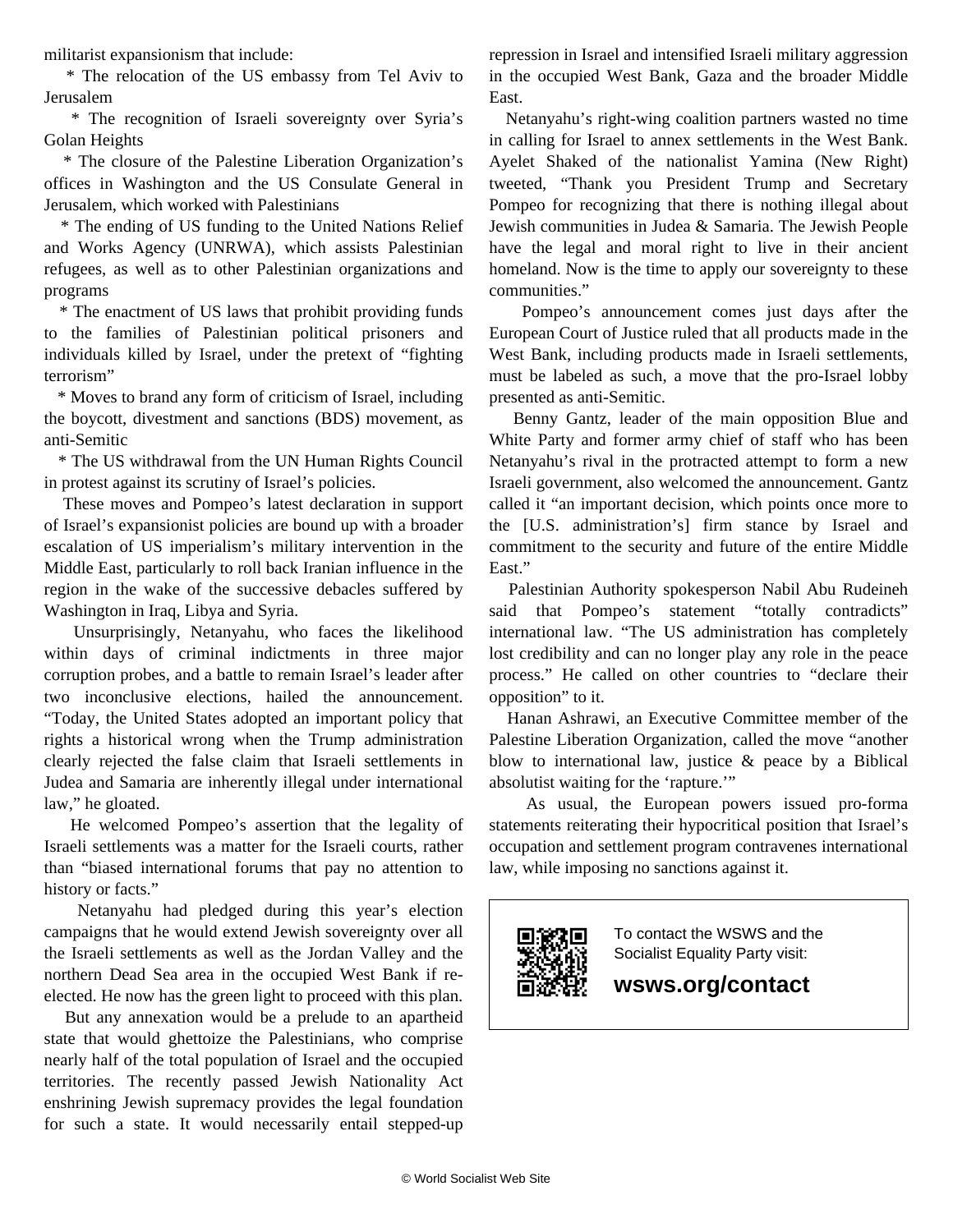militarist expansionism that include:

* The relocation of the US embassy from Tel Aviv to Jerusalem

* The recognition of Israeli sovereignty over Syria's Golan Heights

* The closure of the Palestine Liberation Organization's offices in Washington and the US Consulate General in Jerusalem, which worked with Palestinians

* The ending of US funding to the United Nations Relief and Works Agency (UNRWA), which assists Palestinian refugees, as well as to other Palestinian organizations and programs

* The enactment of US laws that prohibit providing funds to the families of Palestinian political prisoners and individuals killed by Israel, under the pretext of "fighting terrorism"

* Moves to brand any form of criticism of Israel, including the boycott, divestment and sanctions (BDS) movement, as anti-Semitic

* The US withdrawal from the UN Human Rights Council in protest against its scrutiny of Israel's policies.

These moves and Pompeo's latest declaration in support of Israel's expansionist policies are bound up with a broader escalation of US imperialism's military intervention in the Middle East, particularly to roll back Iranian influence in the region in the wake of the successive debacles suffered by Washington in Iraq, Libya and Syria.

Unsurprisingly, Netanyahu, who faces the likelihood within days of criminal indictments in three major corruption probes, and a battle to remain Israel's leader after two inconclusive elections, hailed the announcement. "Today, the United States adopted an important policy that rights a historical wrong when the Trump administration clearly rejected the false claim that Israeli settlements in Judea and Samaria are inherently illegal under international law," he gloated.

He welcomed Pompeo's assertion that the legality of Israeli settlements was a matter for the Israeli courts, rather than "biased international forums that pay no attention to history or facts."

Netanyahu had pledged during this year's election campaigns that he would extend Jewish sovereignty over all the Israeli settlements as well as the Jordan Valley and the northern Dead Sea area in the occupied West Bank if re-elected. He now has the green light to proceed with this plan.

But any annexation would be a prelude to an apartheid state that would ghettoize the Palestinians, who comprise nearly half of the total population of Israel and the occupied territories. The recently passed Jewish Nationality Act enshrining Jewish supremacy provides the legal foundation for such a state. It would necessarily entail stepped-up repression in Israel and intensified Israeli military aggression in the occupied West Bank, Gaza and the broader Middle East.

Netanyahu's right-wing coalition partners wasted no time in calling for Israel to annex settlements in the West Bank. Ayelet Shaked of the nationalist Yamina (New Right) tweeted, "Thank you President Trump and Secretary Pompeo for recognizing that there is nothing illegal about Jewish communities in Judea & Samaria. The Jewish People have the legal and moral right to live in their ancient homeland. Now is the time to apply our sovereignty to these communities."

Pompeo's announcement comes just days after the European Court of Justice ruled that all products made in the West Bank, including products made in Israeli settlements, must be labeled as such, a move that the pro-Israel lobby presented as anti-Semitic.

Benny Gantz, leader of the main opposition Blue and White Party and former army chief of staff who has been Netanyahu's rival in the protracted attempt to form a new Israeli government, also welcomed the announcement. Gantz called it "an important decision, which points once more to the [U.S. administration's] firm stance by Israel and commitment to the security and future of the entire Middle East."

Palestinian Authority spokesperson Nabil Abu Rudeineh said that Pompeo's statement "totally contradicts" international law. "The US administration has completely lost credibility and can no longer play any role in the peace process." He called on other countries to "declare their opposition" to it.

Hanan Ashrawi, an Executive Committee member of the Palestine Liberation Organization, called the move "another blow to international law, justice & peace by a Biblical absolutist waiting for the 'rapture.'"

As usual, the European powers issued pro-forma statements reiterating their hypocritical position that Israel's occupation and settlement program contravenes international law, while imposing no sanctions against it.

To contact the WSWS and the Socialist Equality Party visit:

**wsws.org/contact**